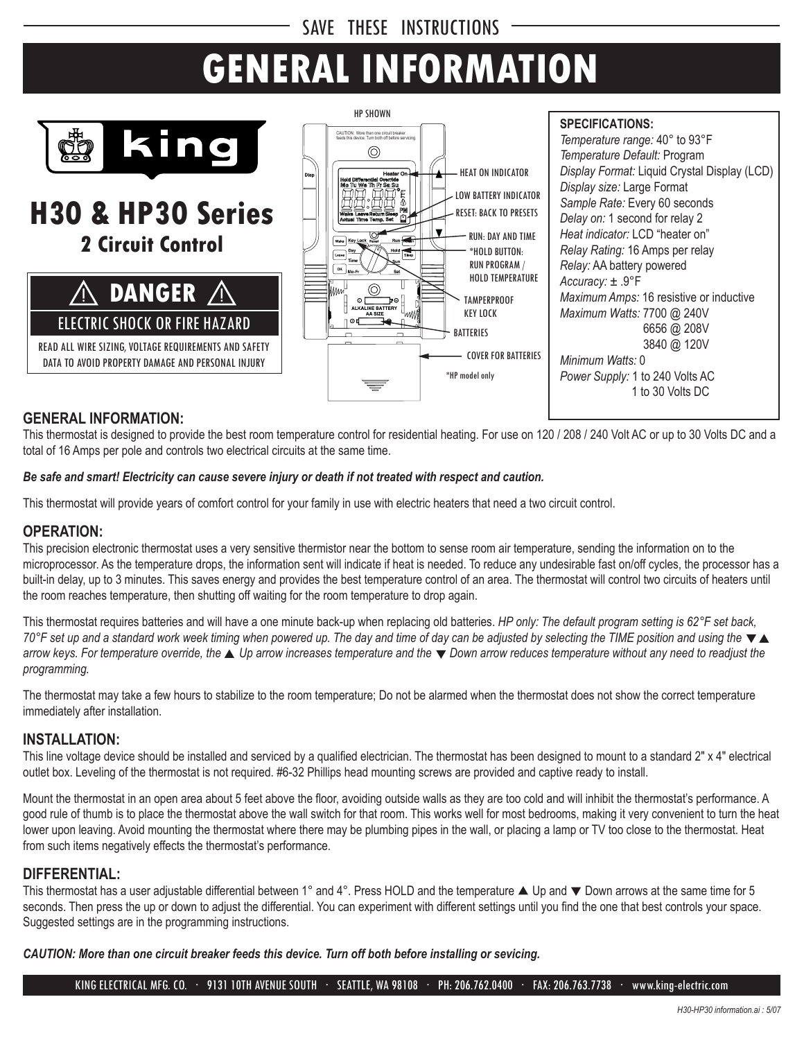SAVE THESE INSTRUCTIONS

# GENERAL INFORMATION

king

## H30 & HP30 Series

### 2 Circuit Control

**⚠ DANGER ⚠**

ELECTRIC SHOCK OR FIRE HAZARD

READ ALL WIRE SIZING, VOLTAGE REQUIREMENTS AND SAFETY DATA TO AVOID PROPERTY DAMAGE AND PERSONAL INJURY

HP SHOWN

- HEAT ON INDICATOR
- LOW BATTERY INDICATOR
- RESET: BACK TO PRESETS
- RUN: DAY AND TIME
- *HOLD BUTTON: RUN PROGRAM / HOLD TEMPERATURE
- TAMPERPROOF KEY LOCK
- BATTERIES
- COVER FOR BATTERIES

*HP model only

**SPECIFICATIONS:**

*Temperature range:* 40° to 93°F
*Temperature Default:* Program
*Display Format:* Liquid Crystal Display (LCD)
*Display size:* Large Format
*Sample Rate:* Every 60 seconds
*Delay on:* 1 second for relay 2
*Heat indicator:* LCD "heater on"
*Relay Rating:* 16 Amps per relay
*Relay:* AA battery powered
*Accuracy:* ± .9°F
*Maximum Amps:* 16 resistive or inductive
*Maximum Watts:* 7700 @ 240V
6656 @ 208V
3840 @ 120V
*Minimum Watts:* 0
*Power Supply:* 1 to 240 Volts AC
1 to 30 Volts DC

## GENERAL INFORMATION:

This thermostat is designed to provide the best room temperature control for residential heating. For use on 120 / 208 / 240 Volt AC or up to 30 Volts DC and a total of 16 Amps per pole and controls two electrical circuits at the same time.

***Be safe and smart! Electricity can cause severe injury or death if not treated with respect and caution.***

This thermostat will provide years of comfort control for your family in use with electric heaters that need a two circuit control.

## OPERATION:

This precision electronic thermostat uses a very sensitive thermistor near the bottom to sense room air temperature, sending the information on to the microprocessor. As the temperature drops, the information sent will indicate if heat is needed. To reduce any undesirable fast on/off cycles, the processor has a built-in delay, up to 3 minutes. This saves energy and provides the best temperature control of an area. The thermostat will control two circuits of heaters until the room reaches temperature, then shutting off waiting for the room temperature to drop again.

This thermostat requires batteries and will have a one minute back-up when replacing old batteries. *HP only: The default program setting is 62°F set back, 70°F set up and a standard work week timing when powered up. The day and time of day can be adjusted by selecting the TIME position and using the ▼▲ arrow keys. For temperature override, the ▲ Up arrow increases temperature and the ▼ Down arrow reduces temperature without any need to readjust the programming.*

The thermostat may take a few hours to stabilize to the room temperature; Do not be alarmed when the thermostat does not show the correct temperature immediately after installation.

## INSTALLATION:

This line voltage device should be installed and serviced by a qualified electrician. The thermostat has been designed to mount to a standard 2" x 4" electrical outlet box. Leveling of the thermostat is not required. #6-32 Phillips head mounting screws are provided and captive ready to install.

Mount the thermostat in an open area about 5 feet above the floor, avoiding outside walls as they are too cold and will inhibit the thermostat's performance. A good rule of thumb is to place the thermostat above the wall switch for that room. This works well for most bedrooms, making it very convenient to turn the heat lower upon leaving. Avoid mounting the thermostat where there may be plumbing pipes in the wall, or placing a lamp or TV too close to the thermostat. Heat from such items negatively effects the thermostat's performance.

## DIFFERENTIAL:

This thermostat has a user adjustable differential between 1° and 4°. Press HOLD and the temperature ▲ Up and ▼ Down arrows at the same time for 5 seconds. Then press the up or down to adjust the differential. You can experiment with different settings until you find the one that best controls your space. Suggested settings are in the programming instructions.

***CAUTION: More than one circuit breaker feeds this device. Turn off both before installing or sevicing.***

KING ELECTRICAL MFG. CO. · 9131 10TH AVENUE SOUTH · SEATTLE, WA 98108 · PH: 206.762.0400 · FAX: 206.763.7738 · www.king-electric.com

H30-HP30 information.ai : 5/07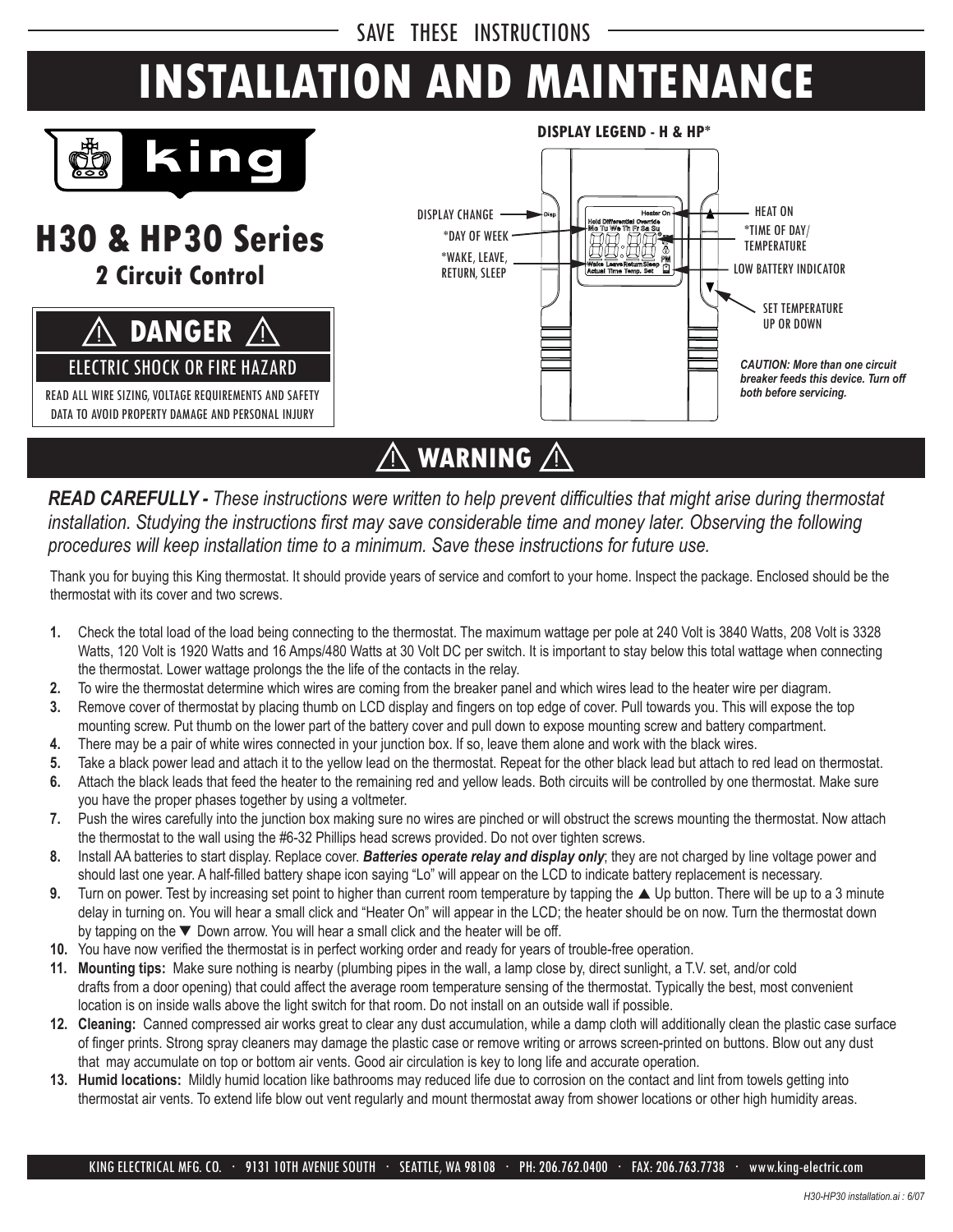SAVE THESE INSTRUCTIONS

# INSTALLATION AND MAINTENANCE

king

## H30 & HP30 Series

### 2 Circuit Control

**⚠ DANGER ⚠**

ELECTRIC SHOCK OR FIRE HAZARD

READ ALL WIRE SIZING, VOLTAGE REQUIREMENTS AND SAFETY DATA TO AVOID PROPERTY DAMAGE AND PERSONAL INJURY

**DISPLAY LEGEND - H & HP***

- DISPLAY CHANGE
- *DAY OF WEEK
- *WAKE, LEAVE, RETURN, SLEEP
- HEAT ON
- *TIME OF DAY/ TEMPERATURE
- LOW BATTERY INDICATOR
- SET TEMPERATURE UP OR DOWN

***CAUTION: More than one circuit breaker feeds this device. Turn off both before servicing.***

## ⚠ WARNING ⚠

***READ CAREFULLY -*** *These instructions were written to help prevent difficulties that might arise during thermostat installation. Studying the instructions first may save considerable time and money later. Observing the following procedures will keep installation time to a minimum. Save these instructions for future use.*

Thank you for buying this King thermostat. It should provide years of service and comfort to your home. Inspect the package. Enclosed should be the thermostat with its cover and two screws.

1. Check the total load of the load being connecting to the thermostat. The maximum wattage per pole at 240 Volt is 3840 Watts, 208 Volt is 3328 Watts, 120 Volt is 1920 Watts and 16 Amps/480 Watts at 30 Volt DC per switch. It is important to stay below this total wattage when connecting the thermostat. Lower wattage prolongs the the life of the contacts in the relay.
2. To wire the thermostat determine which wires are coming from the breaker panel and which wires lead to the heater wire per diagram.
3. Remove cover of thermostat by placing thumb on LCD display and fingers on top edge of cover. Pull towards you. This will expose the top mounting screw. Put thumb on the lower part of the battery cover and pull down to expose mounting screw and battery compartment.
4. There may be a pair of white wires connected in your junction box. If so, leave them alone and work with the black wires.
5. Take a black power lead and attach it to the yellow lead on the thermostat. Repeat for the other black lead but attach to red lead on thermostat.
6. Attach the black leads that feed the heater to the remaining red and yellow leads. Both circuits will be controlled by one thermostat. Make sure you have the proper phases together by using a voltmeter.
7. Push the wires carefully into the junction box making sure no wires are pinched or will obstruct the screws mounting the thermostat. Now attach the thermostat to the wall using the #6-32 Phillips head screws provided. Do not over tighten screws.
8. Install AA batteries to start display. Replace cover. ***Batteries operate relay and display only***; they are not charged by line voltage power and should last one year. A half-filled battery shape icon saying "Lo" will appear on the LCD to indicate battery replacement is necessary.
9. Turn on power. Test by increasing set point to higher than current room temperature by tapping the ▲ Up button. There will be up to a 3 minute delay in turning on. You will hear a small click and "Heater On" will appear in the LCD; the heater should be on now. Turn the thermostat down by tapping on the ▼ Down arrow. You will hear a small click and the heater will be off.
10. You have now verified the thermostat is in perfect working order and ready for years of trouble-free operation.
11. **Mounting tips:** Make sure nothing is nearby (plumbing pipes in the wall, a lamp close by, direct sunlight, a T.V. set, and/or cold drafts from a door opening) that could affect the average room temperature sensing of the thermostat. Typically the best, most convenient location is on inside walls above the light switch for that room. Do not install on an outside wall if possible.
12. **Cleaning:** Canned compressed air works great to clear any dust accumulation, while a damp cloth will additionally clean the plastic case surface of finger prints. Strong spray cleaners may damage the plastic case or remove writing or arrows screen-printed on buttons. Blow out any dust that may accumulate on top or bottom air vents. Good air circulation is key to long life and accurate operation.
13. **Humid locations:** Mildly humid location like bathrooms may reduced life due to corrosion on the contact and lint from towels getting into thermostat air vents. To extend life blow out vent regularly and mount thermostat away from shower locations or other high humidity areas.

KING ELECTRICAL MFG. CO. · 9131 10TH AVENUE SOUTH · SEATTLE, WA 98108 · PH: 206.762.0400 · FAX: 206.763.7738 · www.king-electric.com

*H30-HP30 installation.ai : 6/07*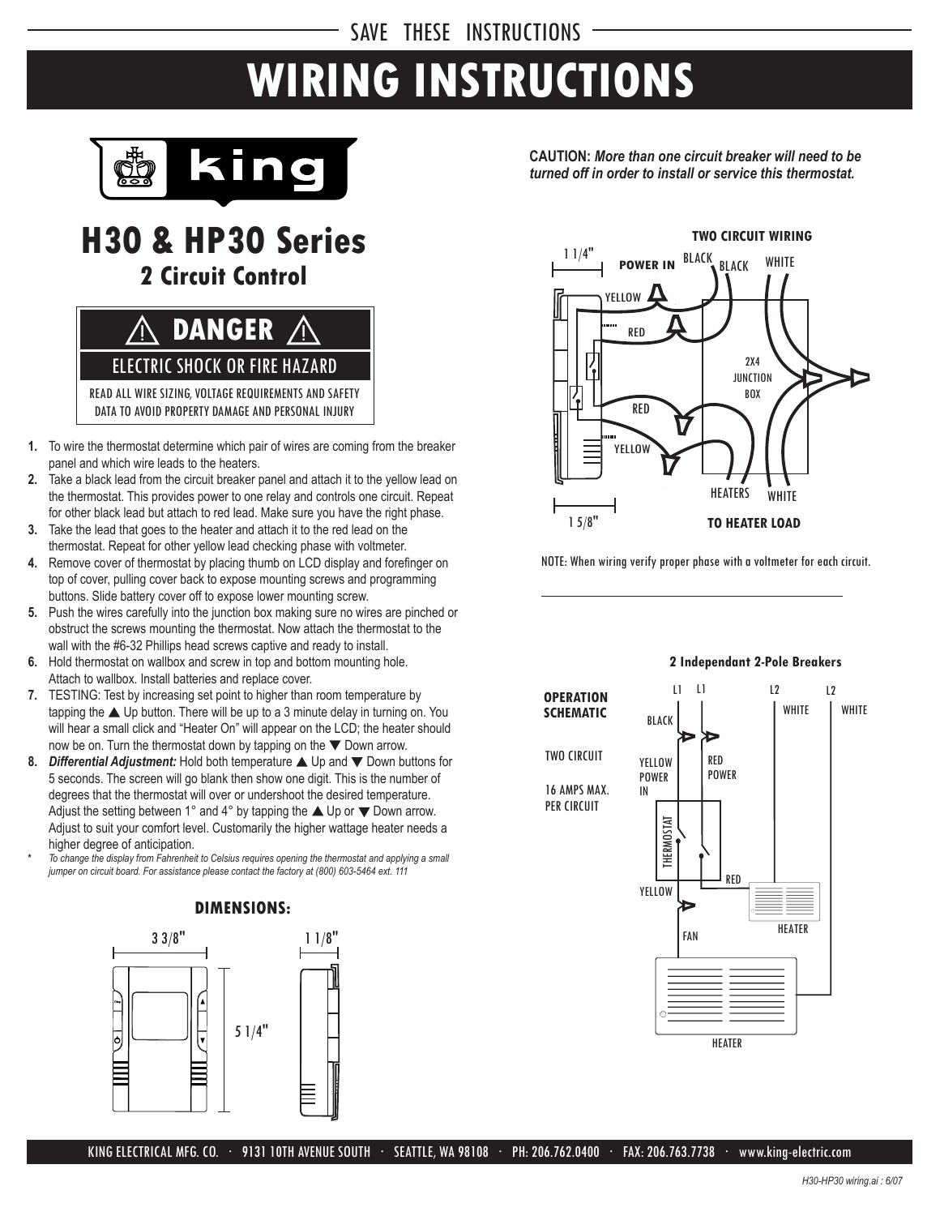SAVE THESE INSTRUCTIONS

# WIRING INSTRUCTIONS

king

## H30 & HP30 Series

### 2 Circuit Control

**⚠ DANGER ⚠**

ELECTRIC SHOCK OR FIRE HAZARD

READ ALL WIRE SIZING, VOLTAGE REQUIREMENTS AND SAFETY DATA TO AVOID PROPERTY DAMAGE AND PERSONAL INJURY

1. To wire the thermostat determine which pair of wires are coming from the breaker panel and which wire leads to the heaters.
2. Take a black lead from the circuit breaker panel and attach it to the yellow lead on the thermostat. This provides power to one relay and controls one circuit. Repeat for other black lead but attach to red lead. Make sure you have the right phase.
3. Take the lead that goes to the heater and attach it to the red lead on the thermostat. Repeat for other yellow lead checking phase with voltmeter.
4. Remove cover of thermostat by placing thumb on LCD display and forefinger on top of cover, pulling cover back to expose mounting screws and programming buttons. Slide battery cover off to expose lower mounting screw.
5. Push the wires carefully into the junction box making sure no wires are pinched or obstruct the screws mounting the thermostat. Now attach the thermostat to the wall with the #6-32 Phillips head screws captive and ready to install.
6. Hold thermostat on wallbox and screw in top and bottom mounting hole. Attach to wallbox. Install batteries and replace cover.
7. TESTING: Test by increasing set point to higher than room temperature by tapping the ▲ Up button. There will be up to a 3 minute delay in turning on. You will hear a small click and "Heater On" will appear on the LCD; the heater should now be on. Turn the thermostat down by tapping on the ▼ Down arrow.
8. ***Differential Adjustment:*** Hold both temperature ▲ Up and ▼ Down buttons for 5 seconds. The screen will go blank then show one digit. This is the number of degrees that the thermostat will over or undershoot the desired temperature. Adjust the setting between 1° and 4° by tapping the ▲ Up or ▼ Down arrow. Adjust to suit your comfort level. Customarily the higher wattage heater needs a higher degree of anticipation.

\* *To change the display from Fahrenheit to Celsius requires opening the thermostat and applying a small jumper on circuit board. For assistance please contact the factory at (800) 603-5464 ext. 111*

### DIMENSIONS:

3 3/8" — 5 1/4" — 1 1/8"

**CAUTION:** ***More than one circuit breaker will need to be turned off in order to install or service this thermostat.***

**TWO CIRCUIT WIRING**

1 1/4" — **POWER IN** — BLACK — BLACK — WHITE — YELLOW — RED — 2X4 JUNCTION BOX — RED — YELLOW — HEATERS — WHITE — 1 5/8" — **TO HEATER LOAD**

NOTE: When wiring verify proper phase with a voltmeter for each circuit.

**2 Independant 2-Pole Breakers**

**OPERATION SCHEMATIC**

TWO CIRCUIT

16 AMPS MAX. PER CIRCUIT

L1 — L1 — L2 — L2 — BLACK — WHITE — WHITE — YELLOW POWER IN — RED POWER — THERMOSTAT — RED — YELLOW — HEATER — FAN — HEATER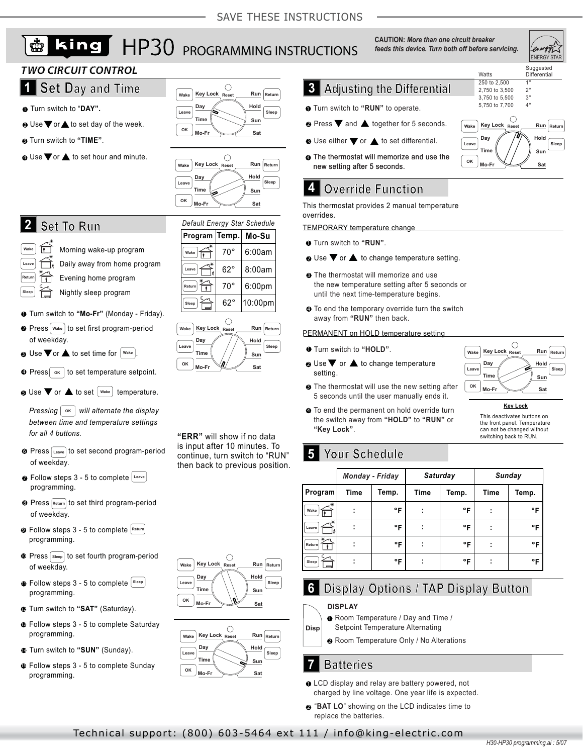SAVE THESE INSTRUCTIONS

# king HP30 PROGRAMMING INSTRUCTIONS

**CAUTION:** ***More than one circuit breaker feeds this device. Turn both off before servicing.***

ENERGY STAR

***TWO CIRCUIT CONTROL***

## 1 Set Day and Time

1. Turn switch to "**DAY".**
2. Use ▼ or ▲ to set day of the week.
3. Turn switch to **"TIME"**.
4. Use ▼ or ▲ to set hour and minute.

Wake | Key Lock | Reset | Run | Return | Day | Hold | Leave | Sleep | Time | Sun | OK | Mo-Fr | Sat

## 2 Set To Run

- Wake — Morning wake-up program
- Leave — Daily away from home program
- Return — Evening home program
- Sleep — Nightly sleep program

*Default Energy Star Schedule*

| Program | Temp. | Mo-Su |
|---|---|---|
| Wake | 70° | 6:00am |
| Leave | 62° | 8:00am |
| Return | 70° | 6:00pm |
| Sleep | 62° | 10:00pm |

1. Turn switch to **"Mo-Fr"** (Monday - Friday).
2. Press Wake to set first program-period of weekday.
3. Use ▼ or ▲ to set time for Wake.
4. Press OK to set temperature setpoint.
5. Use ▼ or ▲ to set Wake temperature.

   *Pressing OK will alternate the display between time and temperature settings for all 4 buttons.*

6. Press Leave to set second program-period of weekday.
7. Follow steps 3 - 5 to complete Leave programming.
8. Press Return to set third program-period of weekday.
9. Follow steps 3 - 5 to complete Return programming.
10. Press Sleep to set fourth program-period of weekday.
11. Follow steps 3 - 5 to complete Sleep programming.
12. Turn switch to **"SAT"** (Saturday).
13. Follow steps 3 - 5 to complete Saturday programming.
14. Turn switch to **"SUN"** (Sunday).
15. Follow steps 3 - 5 to complete Sunday programming.

**"ERR"** will show if no data is input after 10 minutes. To continue, turn switch to "RUN" then back to previous position.

## 3 Adjusting the Differential

| Watts | Suggested Differential |
|---|---|
| 250 to 2,500 | 1° |
| 2,750 to 3,500 | 2° |
| 3,750 to 5,500 | 3° |
| 5,750 to 7,700 | 4° |

1. Turn switch to **"RUN"** to operate.
2. Press ▼ and ▲ together for 5 seconds.
3. Use either ▼ or ▲ to set differential.
4. The thermostat will memorize and use the new setting after 5 seconds.

## 4 Override Function

This thermostat provides 2 manual temperature overrides.

TEMPORARY temperature change

1. Turn switch to **"RUN"**.
2. Use ▼ or ▲ to change temperature setting.
3. The thermostat will memorize and use the new temperature setting after 5 seconds or until the next time-temperature begins.
4. To end the temporary override turn the switch away from **"RUN"** then back.

PERMANENT on HOLD temperature setting

1. Turn switch to **"HOLD"**.
2. Use ▼ or ▲ to change temperature setting.
3. The thermostat will use the new setting after 5 seconds until the user manually ends it.
4. To end the permanent on hold override turn the switch away from **"HOLD"** to **"RUN"** or **"Key Lock"**.

**Key Lock**

This deactivates buttons on the front panel. Temperature can not be changed without switching back to RUN.

## 5 Your Schedule

| | *Monday - Friday* | | *Saturday* | | *Sunday* | |
|---|---|---|---|---|---|---|
| Program | Time | Temp. | Time | Temp. | Time | Temp. |
| Wake | : | °F | : | °F | : | °F |
| Leave | : | °F | : | °F | : | °F |
| Return | : | °F | : | °F | : | °F |
| Sleep | : | °F | : | °F | : | °F |

## 6 Display Options / TAP Display Button

**DISPLAY**

Disp

1. Room Temperature / Day and Time / Setpoint Temperature Alternating
2. Room Temperature Only / No Alterations

## 7 Batteries

1. LCD display and relay are battery powered, not charged by line voltage. One year life is expected.
2. "**BAT LO**" showing on the LCD indicates time to replace the batteries.

Technical support: (800) 603-5464 ext 111 / info@king-electric.com

H30-HP30 programming.ai : 5/07